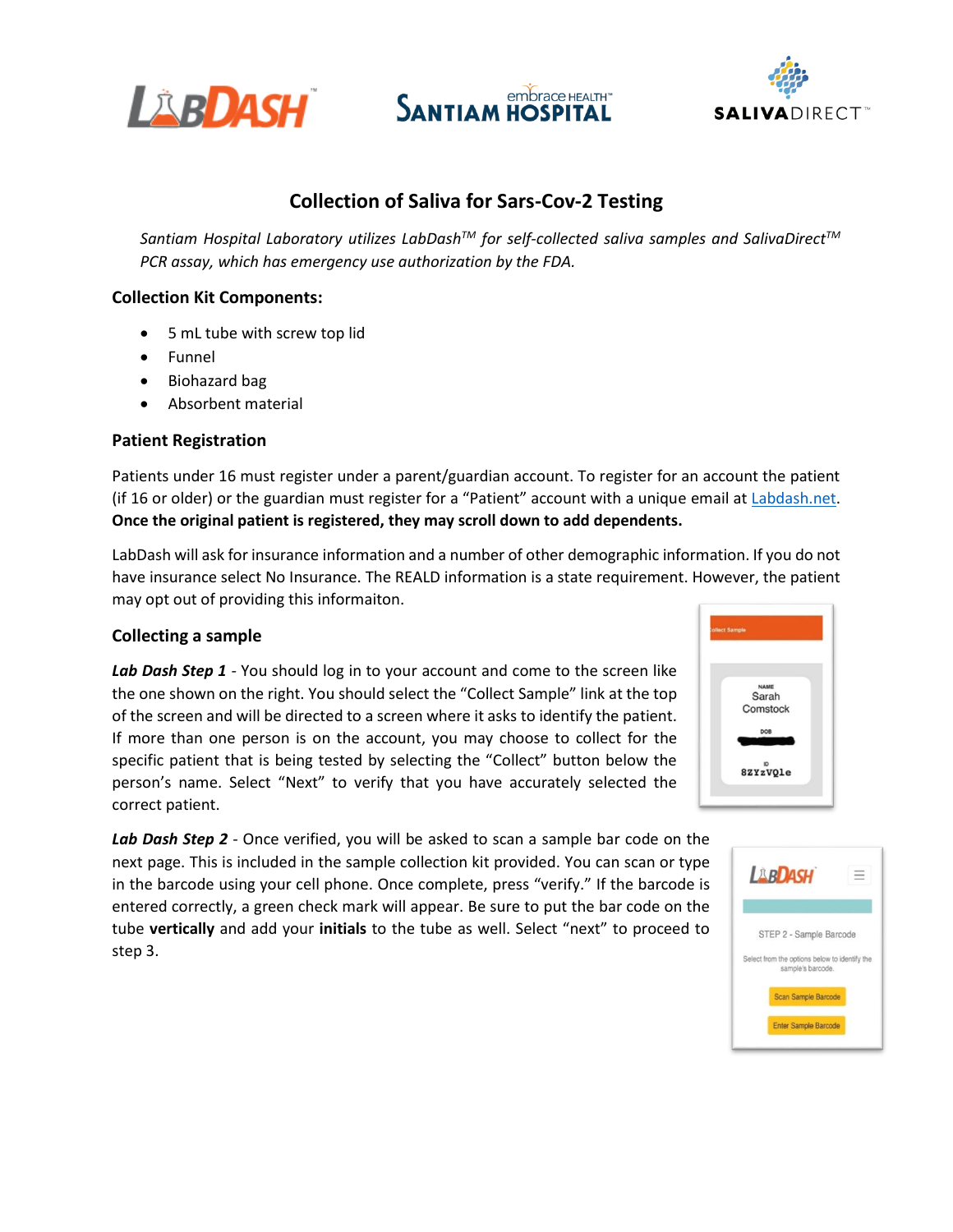# Collection of Saliva for Sars-Cov-2 Testing

*Santiam Hospital Laboratory utilizes LabDash$^{TM}$ for self-collected saliva samples and SalivaDirect$^{TM}$ PCR assay, which has emergency use authorization by the FDA.*

### Collection Kit Components:

- 5 mL tube with screw top lid
- Funnel
- Biohazard bag
- Absorbent material

### Patient Registration

Patients under 16 must register under a parent/guardian account. To register for an account the patient (if 16 or older) or the guardian must register for a "Patient" account with a unique email at Labdash.net. **Once the original patient is registered, they may scroll down to add dependents.**

LabDash will ask for insurance information and a number of other demographic information. If you do not have insurance select No Insurance. The REALD information is a state requirement. However, the patient may opt out of providing this informaiton.

### Collecting a sample

***Lab Dash Step 1*** - You should log in to your account and come to the screen like the one shown on the right. You should select the "Collect Sample" link at the top of the screen and will be directed to a screen where it asks to identify the patient. If more than one person is on the account, you may choose to collect for the specific patient that is being tested by selecting the "Collect" button below the person's name. Select "Next" to verify that you have accurately selected the correct patient.

***Lab Dash Step 2*** - Once verified, you will be asked to scan a sample bar code on the next page. This is included in the sample collection kit provided. You can scan or type in the barcode using your cell phone. Once complete, press "verify." If the barcode is entered correctly, a green check mark will appear. Be sure to put the bar code on the tube **vertically** and add your **initials** to the tube as well. Select "next" to proceed to step 3.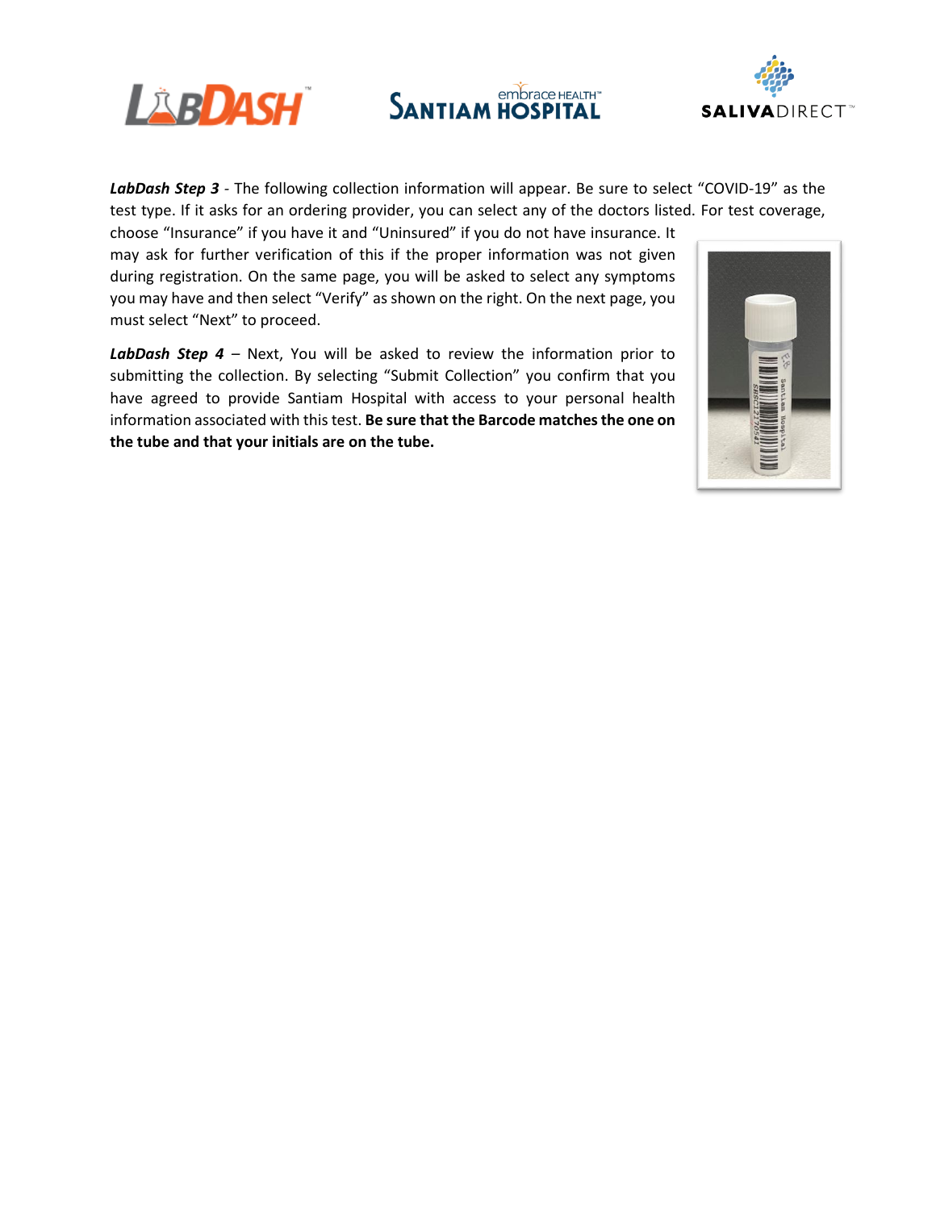***LabDash Step 3*** - The following collection information will appear. Be sure to select "COVID-19" as the test type. If it asks for an ordering provider, you can select any of the doctors listed. For test coverage, choose "Insurance" if you have it and "Uninsured" if you do not have insurance. It may ask for further verification of this if the proper information was not given during registration. On the same page, you will be asked to select any symptoms you may have and then select "Verify" as shown on the right. On the next page, you must select "Next" to proceed.

***LabDash Step 4*** – Next, You will be asked to review the information prior to submitting the collection. By selecting "Submit Collection" you confirm that you have agreed to provide Santiam Hospital with access to your personal health information associated with this test. **Be sure that the Barcode matches the one on the tube and that your initials are on the tube.**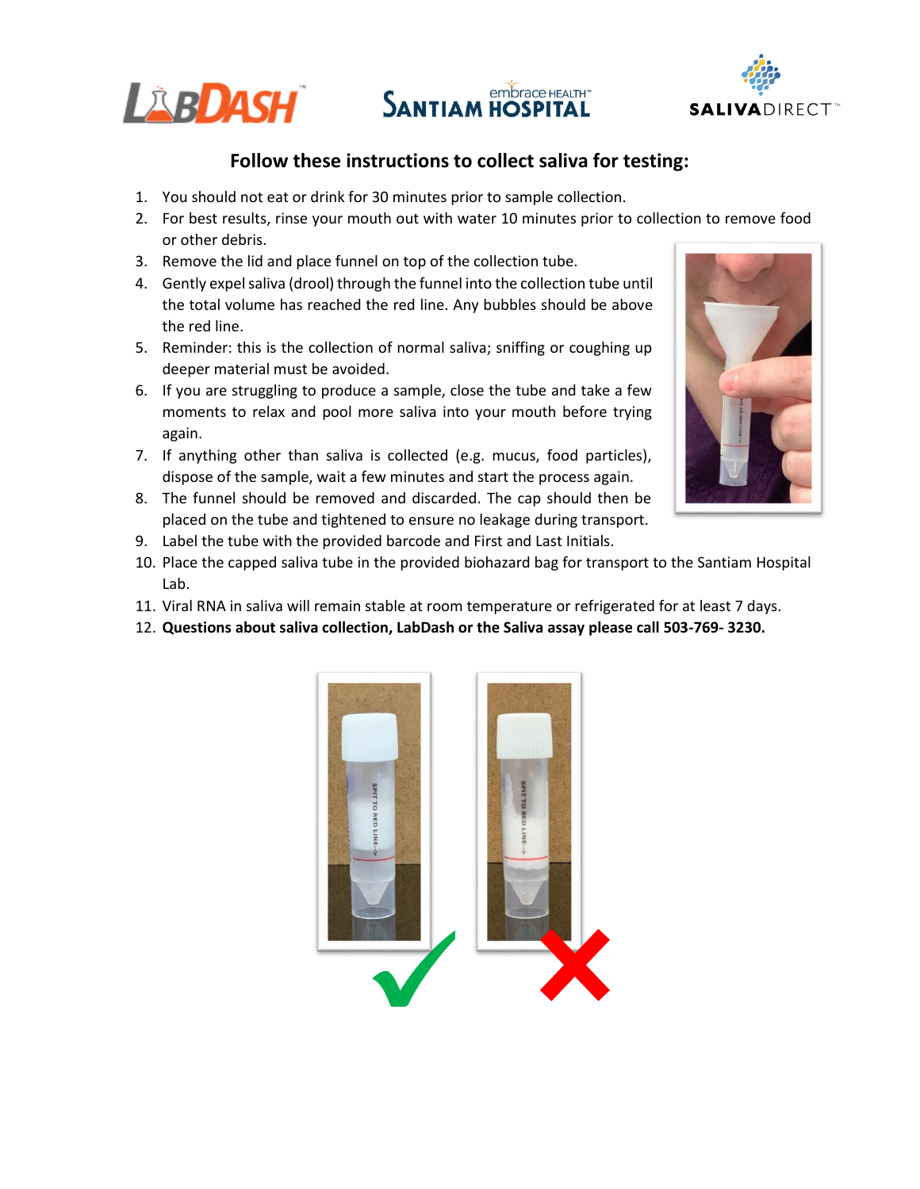# Follow these instructions to collect saliva for testing:

1. You should not eat or drink for 30 minutes prior to sample collection.
2. For best results, rinse your mouth out with water 10 minutes prior to collection to remove food or other debris.
3. Remove the lid and place funnel on top of the collection tube.
4. Gently expel saliva (drool) through the funnel into the collection tube until the total volume has reached the red line. Any bubbles should be above the red line.
5. Reminder: this is the collection of normal saliva; sniffing or coughing up deeper material must be avoided.
6. If you are struggling to produce a sample, close the tube and take a few moments to relax and pool more saliva into your mouth before trying again.
7. If anything other than saliva is collected (e.g. mucus, food particles), dispose of the sample, wait a few minutes and start the process again.
8. The funnel should be removed and discarded. The cap should then be placed on the tube and tightened to ensure no leakage during transport.
9. Label the tube with the provided barcode and First and Last Initials.
10. Place the capped saliva tube in the provided biohazard bag for transport to the Santiam Hospital Lab.
11. Viral RNA in saliva will remain stable at room temperature or refrigerated for at least 7 days.
12. **Questions about saliva collection, LabDash or the Saliva assay please call 503-769- 3230.**